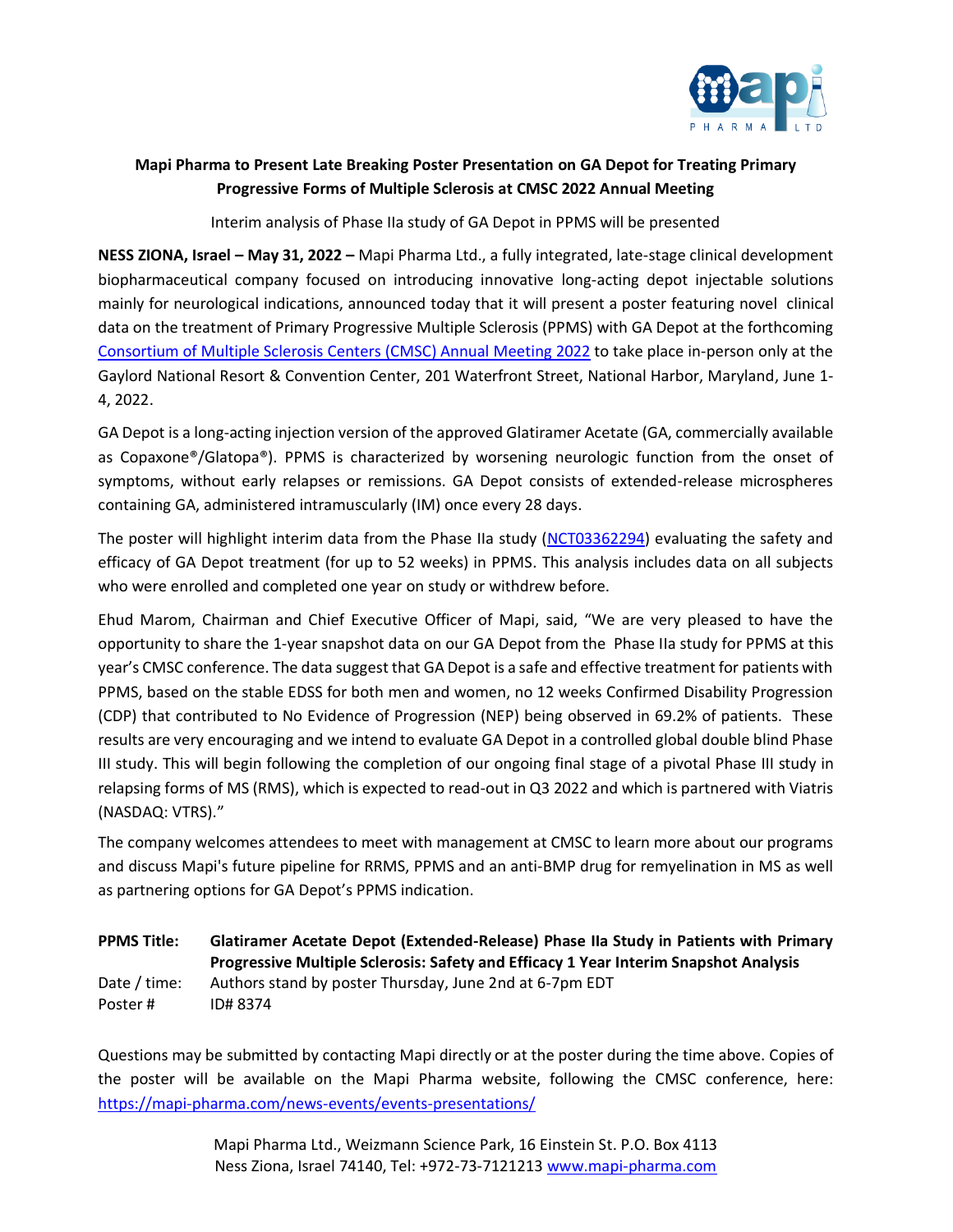# Mapi Pharma to Present Late Breaking Poster Presentation on GA Depot for Treating Primary Progressive Forms of Multiple Sclerosis at CMSC 2022 Annual Meeting

Interim analysis of Phase IIa study of GA Depot in PPMS will be presented

**NESS ZIONA, Israel – May 31, 2022 –** Mapi Pharma Ltd., a fully integrated, late-stage clinical development biopharmaceutical company focused on introducing innovative long-acting depot injectable solutions mainly for neurological indications, announced today that it will present a poster featuring novel clinical data on the treatment of Primary Progressive Multiple Sclerosis (PPMS) with GA Depot at the forthcoming [Consortium of Multiple Sclerosis Centers (CMSC) Annual Meeting 2022] to take place in-person only at the Gaylord National Resort & Convention Center, 201 Waterfront Street, National Harbor, Maryland, June 1-4, 2022.

GA Depot is a long-acting injection version of the approved Glatiramer Acetate (GA, commercially available as Copaxone®/Glatopa®). PPMS is characterized by worsening neurologic function from the onset of symptoms, without early relapses or remissions. GA Depot consists of extended-release microspheres containing GA, administered intramuscularly (IM) once every 28 days.

The poster will highlight interim data from the Phase IIa study (NCT03362294) evaluating the safety and efficacy of GA Depot treatment (for up to 52 weeks) in PPMS. This analysis includes data on all subjects who were enrolled and completed one year on study or withdrew before.

Ehud Marom, Chairman and Chief Executive Officer of Mapi, said, "We are very pleased to have the opportunity to share the 1-year snapshot data on our GA Depot from the Phase IIa study for PPMS at this year's CMSC conference. The data suggest that GA Depot is a safe and effective treatment for patients with PPMS, based on the stable EDSS for both men and women, no 12 weeks Confirmed Disability Progression (CDP) that contributed to No Evidence of Progression (NEP) being observed in 69.2% of patients. These results are very encouraging and we intend to evaluate GA Depot in a controlled global double blind Phase III study. This will begin following the completion of our ongoing final stage of a pivotal Phase III study in relapsing forms of MS (RMS), which is expected to read-out in Q3 2022 and which is partnered with Viatris (NASDAQ: VTRS)."

The company welcomes attendees to meet with management at CMSC to learn more about our programs and discuss Mapi's future pipeline for RRMS, PPMS and an anti-BMP drug for remyelination in MS as well as partnering options for GA Depot's PPMS indication.

| | |
|---|---|
| **PPMS Title:** | **Glatiramer Acetate Depot (Extended-Release) Phase IIa Study in Patients with Primary Progressive Multiple Sclerosis: Safety and Efficacy 1 Year Interim Snapshot Analysis** |
| Date / time: | Authors stand by poster Thursday, June 2nd at 6-7pm EDT |
| Poster # | ID# 8374 |

Questions may be submitted by contacting Mapi directly or at the poster during the time above. Copies of the poster will be available on the Mapi Pharma website, following the CMSC conference, here: https://mapi-pharma.com/news-events/events-presentations/

Mapi Pharma Ltd., Weizmann Science Park, 16 Einstein St. P.O. Box 4113
Ness Ziona, Israel 74140, Tel: +972-73-7121213 www.mapi-pharma.com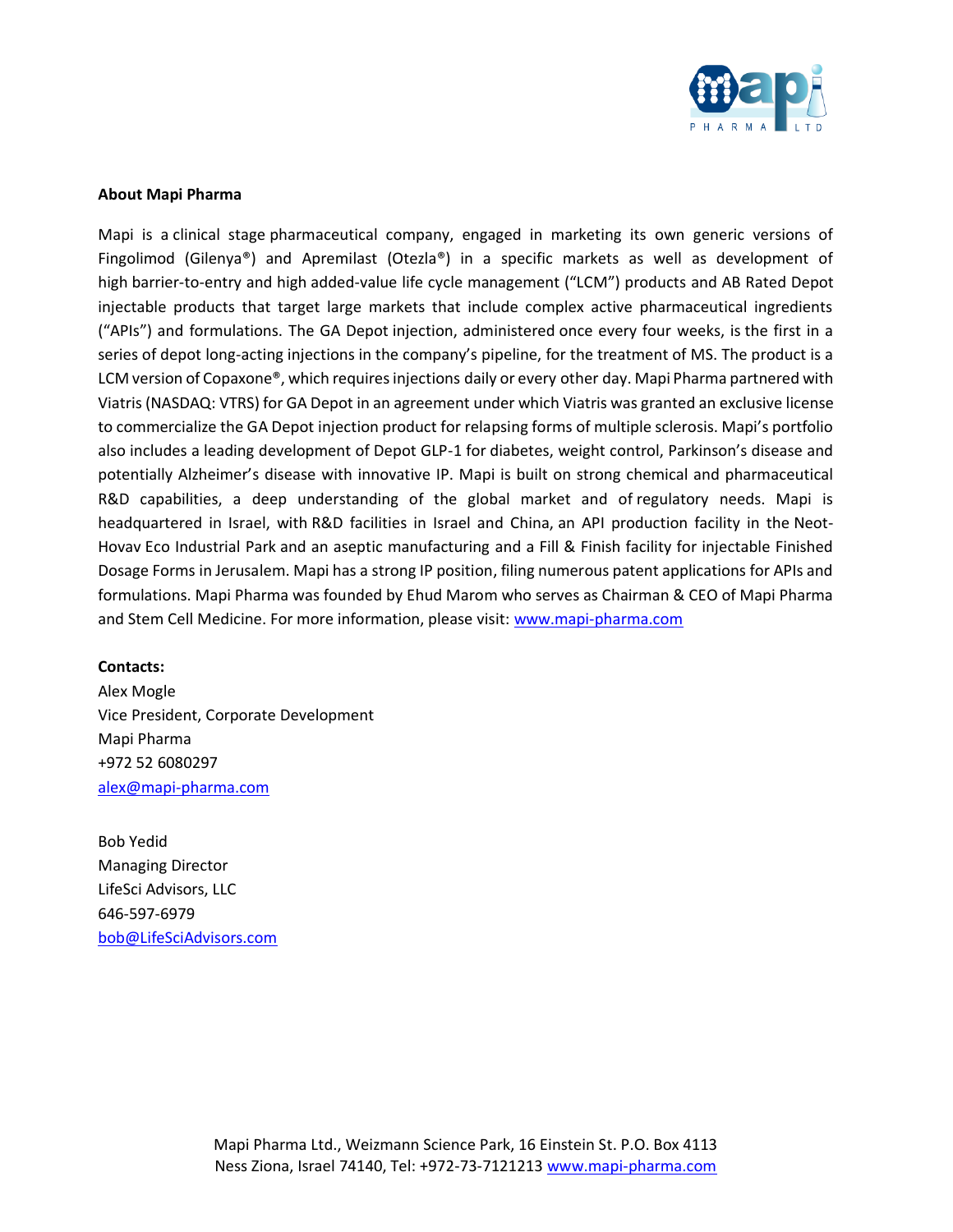**About Mapi Pharma**

Mapi is a clinical stage pharmaceutical company, engaged in marketing its own generic versions of Fingolimod (Gilenya®) and Apremilast (Otezla®) in a specific markets as well as development of high barrier-to-entry and high added-value life cycle management ("LCM") products and AB Rated Depot injectable products that target large markets that include complex active pharmaceutical ingredients ("APIs") and formulations. The GA Depot injection, administered once every four weeks, is the first in a series of depot long-acting injections in the company's pipeline, for the treatment of MS. The product is a LCM version of Copaxone®, which requires injections daily or every other day. Mapi Pharma partnered with Viatris (NASDAQ: VTRS) for GA Depot in an agreement under which Viatris was granted an exclusive license to commercialize the GA Depot injection product for relapsing forms of multiple sclerosis. Mapi's portfolio also includes a leading development of Depot GLP-1 for diabetes, weight control, Parkinson's disease and potentially Alzheimer's disease with innovative IP. Mapi is built on strong chemical and pharmaceutical R&D capabilities, a deep understanding of the global market and of regulatory needs. Mapi is headquartered in Israel, with R&D facilities in Israel and China, an API production facility in the Neot-Hovav Eco Industrial Park and an aseptic manufacturing and a Fill & Finish facility for injectable Finished Dosage Forms in Jerusalem. Mapi has a strong IP position, filing numerous patent applications for APIs and formulations. Mapi Pharma was founded by Ehud Marom who serves as Chairman & CEO of Mapi Pharma and Stem Cell Medicine. For more information, please visit: www.mapi-pharma.com

**Contacts:**

Alex Mogle
Vice President, Corporate Development
Mapi Pharma
+972 52 6080297
alex@mapi-pharma.com

Bob Yedid
Managing Director
LifeSci Advisors, LLC
646-597-6979
bob@LifeSciAdvisors.com